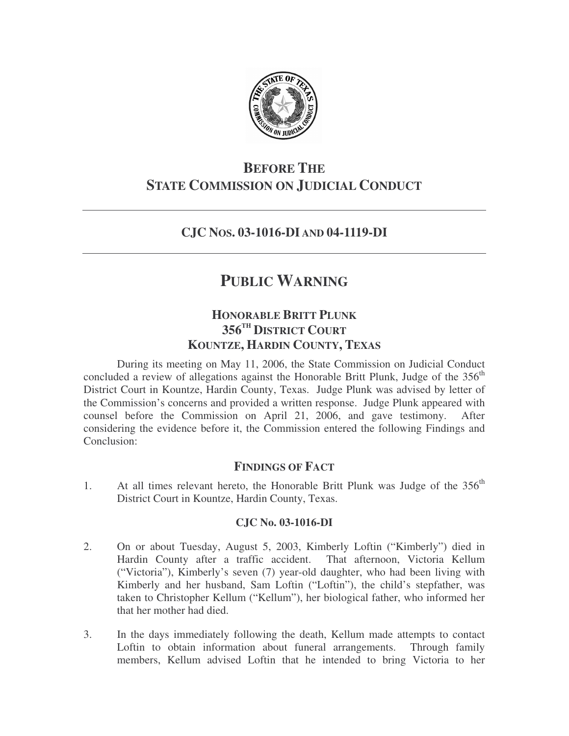# BEFORE THE STATE COMMISSION ON JUDICIAL CONDUCT

## CJC NOS. 03-1016-DI AND 04-1119-DI

# PUBLIC WARNING

### HONORABLE BRITT PLUNK
### 356TH DISTRICT COURT
### KOUNTZE, HARDIN COUNTY, TEXAS

During its meeting on May 11, 2006, the State Commission on Judicial Conduct concluded a review of allegations against the Honorable Britt Plunk, Judge of the 356th District Court in Kountze, Hardin County, Texas. Judge Plunk was advised by letter of the Commission's concerns and provided a written response. Judge Plunk appeared with counsel before the Commission on April 21, 2006, and gave testimony. After considering the evidence before it, the Commission entered the following Findings and Conclusion:

### FINDINGS OF FACT

1. At all times relevant hereto, the Honorable Britt Plunk was Judge of the 356th District Court in Kountze, Hardin County, Texas.

**CJC No. 03-1016-DI**

2. On or about Tuesday, August 5, 2003, Kimberly Loftin ("Kimberly") died in Hardin County after a traffic accident. That afternoon, Victoria Kellum ("Victoria"), Kimberly's seven (7) year-old daughter, who had been living with Kimberly and her husband, Sam Loftin ("Loftin"), the child's stepfather, was taken to Christopher Kellum ("Kellum"), her biological father, who informed her that her mother had died.

3. In the days immediately following the death, Kellum made attempts to contact Loftin to obtain information about funeral arrangements. Through family members, Kellum advised Loftin that he intended to bring Victoria to her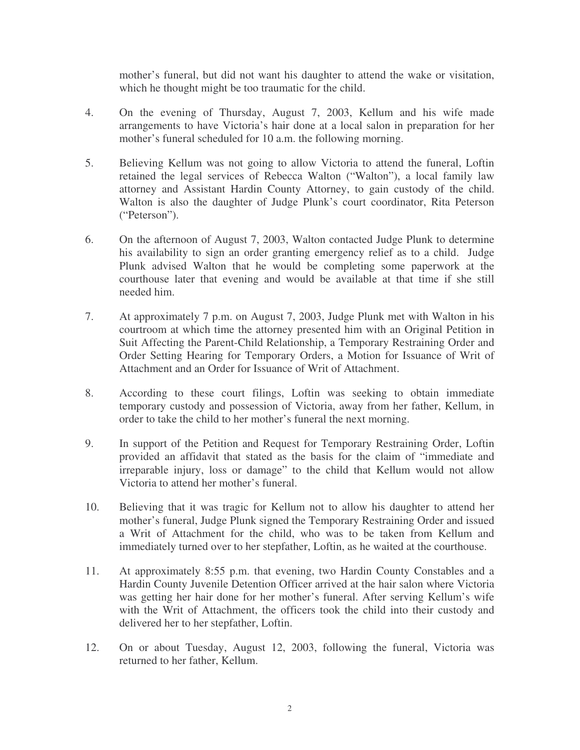mother's funeral, but did not want his daughter to attend the wake or visitation, which he thought might be too traumatic for the child.

4. On the evening of Thursday, August 7, 2003, Kellum and his wife made arrangements to have Victoria's hair done at a local salon in preparation for her mother's funeral scheduled for 10 a.m. the following morning.

5. Believing Kellum was not going to allow Victoria to attend the funeral, Loftin retained the legal services of Rebecca Walton ("Walton"), a local family law attorney and Assistant Hardin County Attorney, to gain custody of the child. Walton is also the daughter of Judge Plunk's court coordinator, Rita Peterson ("Peterson").

6. On the afternoon of August 7, 2003, Walton contacted Judge Plunk to determine his availability to sign an order granting emergency relief as to a child. Judge Plunk advised Walton that he would be completing some paperwork at the courthouse later that evening and would be available at that time if she still needed him.

7. At approximately 7 p.m. on August 7, 2003, Judge Plunk met with Walton in his courtroom at which time the attorney presented him with an Original Petition in Suit Affecting the Parent-Child Relationship, a Temporary Restraining Order and Order Setting Hearing for Temporary Orders, a Motion for Issuance of Writ of Attachment and an Order for Issuance of Writ of Attachment.

8. According to these court filings, Loftin was seeking to obtain immediate temporary custody and possession of Victoria, away from her father, Kellum, in order to take the child to her mother's funeral the next morning.

9. In support of the Petition and Request for Temporary Restraining Order, Loftin provided an affidavit that stated as the basis for the claim of "immediate and irreparable injury, loss or damage" to the child that Kellum would not allow Victoria to attend her mother's funeral.

10. Believing that it was tragic for Kellum not to allow his daughter to attend her mother's funeral, Judge Plunk signed the Temporary Restraining Order and issued a Writ of Attachment for the child, who was to be taken from Kellum and immediately turned over to her stepfather, Loftin, as he waited at the courthouse.

11. At approximately 8:55 p.m. that evening, two Hardin County Constables and a Hardin County Juvenile Detention Officer arrived at the hair salon where Victoria was getting her hair done for her mother's funeral. After serving Kellum's wife with the Writ of Attachment, the officers took the child into their custody and delivered her to her stepfather, Loftin.

12. On or about Tuesday, August 12, 2003, following the funeral, Victoria was returned to her father, Kellum.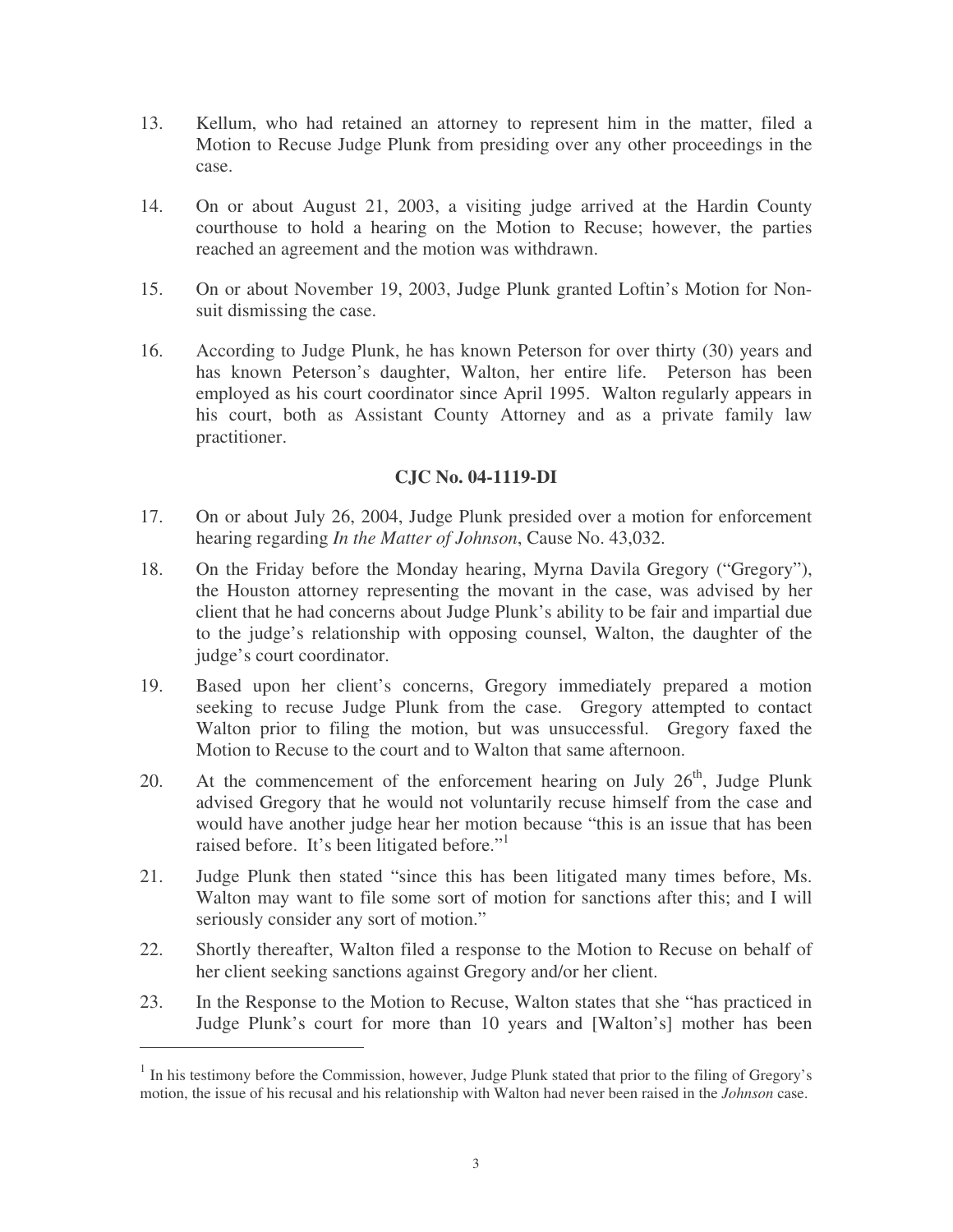13. Kellum, who had retained an attorney to represent him in the matter, filed a Motion to Recuse Judge Plunk from presiding over any other proceedings in the case.

14. On or about August 21, 2003, a visiting judge arrived at the Hardin County courthouse to hold a hearing on the Motion to Recuse; however, the parties reached an agreement and the motion was withdrawn.

15. On or about November 19, 2003, Judge Plunk granted Loftin's Motion for Non-suit dismissing the case.

16. According to Judge Plunk, he has known Peterson for over thirty (30) years and has known Peterson's daughter, Walton, her entire life. Peterson has been employed as his court coordinator since April 1995. Walton regularly appears in his court, both as Assistant County Attorney and as a private family law practitioner.

**CJC No. 04-1119-DI**

17. On or about July 26, 2004, Judge Plunk presided over a motion for enforcement hearing regarding *In the Matter of Johnson*, Cause No. 43,032.

18. On the Friday before the Monday hearing, Myrna Davila Gregory ("Gregory"), the Houston attorney representing the movant in the case, was advised by her client that he had concerns about Judge Plunk's ability to be fair and impartial due to the judge's relationship with opposing counsel, Walton, the daughter of the judge's court coordinator.

19. Based upon her client's concerns, Gregory immediately prepared a motion seeking to recuse Judge Plunk from the case. Gregory attempted to contact Walton prior to filing the motion, but was unsuccessful. Gregory faxed the Motion to Recuse to the court and to Walton that same afternoon.

20. At the commencement of the enforcement hearing on July 26th, Judge Plunk advised Gregory that he would not voluntarily recuse himself from the case and would have another judge hear her motion because "this is an issue that has been raised before. It's been litigated before."[1]

21. Judge Plunk then stated "since this has been litigated many times before, Ms. Walton may want to file some sort of motion for sanctions after this; and I will seriously consider any sort of motion."

22. Shortly thereafter, Walton filed a response to the Motion to Recuse on behalf of her client seeking sanctions against Gregory and/or her client.

23. In the Response to the Motion to Recuse, Walton states that she "has practiced in Judge Plunk's court for more than 10 years and [Walton's] mother has been

---

[1] In his testimony before the Commission, however, Judge Plunk stated that prior to the filing of Gregory's motion, the issue of his recusal and his relationship with Walton had never been raised in the *Johnson* case.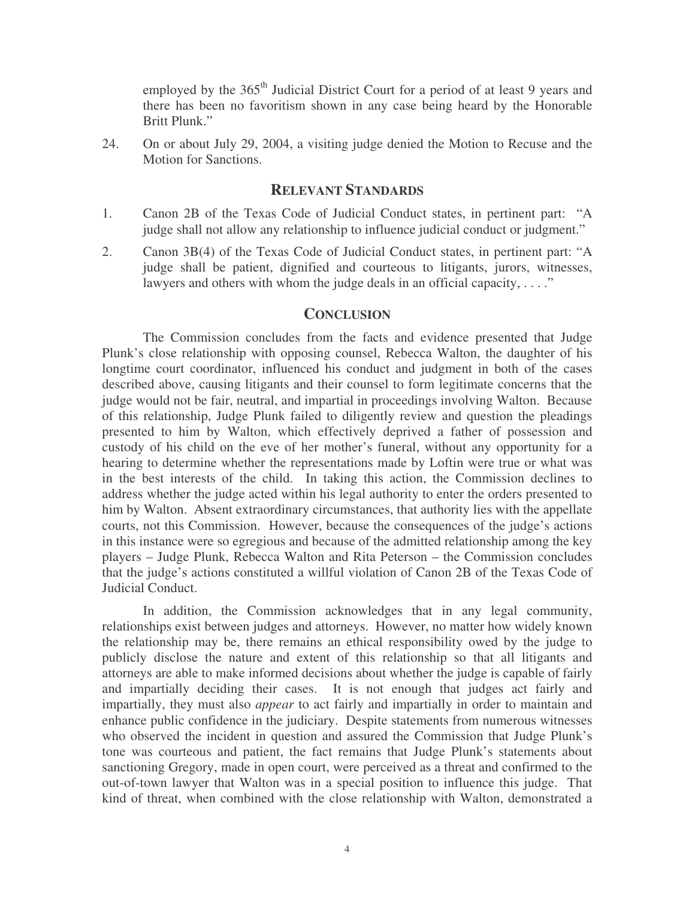employed by the 365th Judicial District Court for a period of at least 9 years and there has been no favoritism shown in any case being heard by the Honorable Britt Plunk."

24. On or about July 29, 2004, a visiting judge denied the Motion to Recuse and the Motion for Sanctions.

## RELEVANT STANDARDS

1. Canon 2B of the Texas Code of Judicial Conduct states, in pertinent part: "A judge shall not allow any relationship to influence judicial conduct or judgment."

2. Canon 3B(4) of the Texas Code of Judicial Conduct states, in pertinent part: "A judge shall be patient, dignified and courteous to litigants, jurors, witnesses, lawyers and others with whom the judge deals in an official capacity, . . . ."

## CONCLUSION

The Commission concludes from the facts and evidence presented that Judge Plunk's close relationship with opposing counsel, Rebecca Walton, the daughter of his longtime court coordinator, influenced his conduct and judgment in both of the cases described above, causing litigants and their counsel to form legitimate concerns that the judge would not be fair, neutral, and impartial in proceedings involving Walton. Because of this relationship, Judge Plunk failed to diligently review and question the pleadings presented to him by Walton, which effectively deprived a father of possession and custody of his child on the eve of her mother's funeral, without any opportunity for a hearing to determine whether the representations made by Loftin were true or what was in the best interests of the child. In taking this action, the Commission declines to address whether the judge acted within his legal authority to enter the orders presented to him by Walton. Absent extraordinary circumstances, that authority lies with the appellate courts, not this Commission. However, because the consequences of the judge's actions in this instance were so egregious and because of the admitted relationship among the key players – Judge Plunk, Rebecca Walton and Rita Peterson – the Commission concludes that the judge's actions constituted a willful violation of Canon 2B of the Texas Code of Judicial Conduct.

In addition, the Commission acknowledges that in any legal community, relationships exist between judges and attorneys. However, no matter how widely known the relationship may be, there remains an ethical responsibility owed by the judge to publicly disclose the nature and extent of this relationship so that all litigants and attorneys are able to make informed decisions about whether the judge is capable of fairly and impartially deciding their cases. It is not enough that judges act fairly and impartially, they must also *appear* to act fairly and impartially in order to maintain and enhance public confidence in the judiciary. Despite statements from numerous witnesses who observed the incident in question and assured the Commission that Judge Plunk's tone was courteous and patient, the fact remains that Judge Plunk's statements about sanctioning Gregory, made in open court, were perceived as a threat and confirmed to the out-of-town lawyer that Walton was in a special position to influence this judge. That kind of threat, when combined with the close relationship with Walton, demonstrated a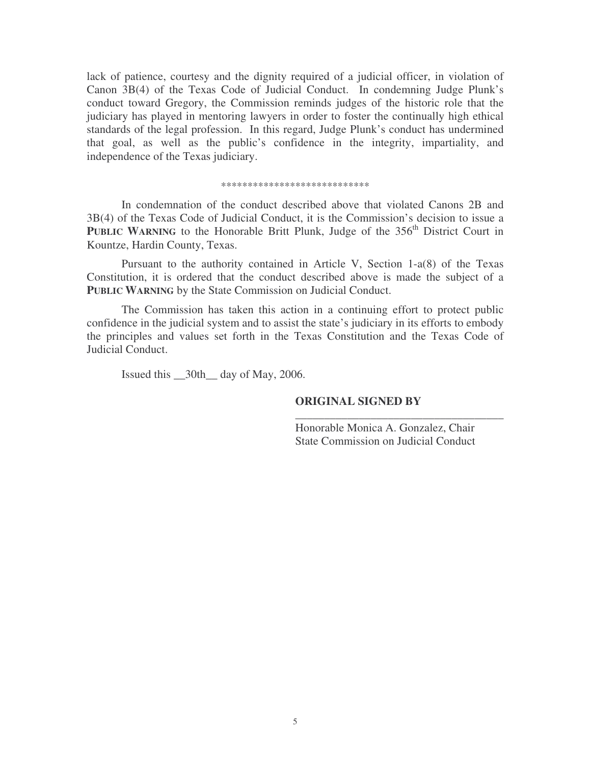lack of patience, courtesy and the dignity required of a judicial officer, in violation of Canon 3B(4) of the Texas Code of Judicial Conduct. In condemning Judge Plunk's conduct toward Gregory, the Commission reminds judges of the historic role that the judiciary has played in mentoring lawyers in order to foster the continually high ethical standards of the legal profession. In this regard, Judge Plunk's conduct has undermined that goal, as well as the public's confidence in the integrity, impartiality, and independence of the Texas judiciary.

****************************

In condemnation of the conduct described above that violated Canons 2B and 3B(4) of the Texas Code of Judicial Conduct, it is the Commission's decision to issue a **PUBLIC WARNING** to the Honorable Britt Plunk, Judge of the 356th District Court in Kountze, Hardin County, Texas.

Pursuant to the authority contained in Article V, Section 1-a(8) of the Texas Constitution, it is ordered that the conduct described above is made the subject of a **PUBLIC WARNING** by the State Commission on Judicial Conduct.

The Commission has taken this action in a continuing effort to protect public confidence in the judicial system and to assist the state's judiciary in its efforts to embody the principles and values set forth in the Texas Constitution and the Texas Code of Judicial Conduct.

Issued this __30th__ day of May, 2006.

**ORIGINAL SIGNED BY**

Honorable Monica A. Gonzalez, Chair
State Commission on Judicial Conduct